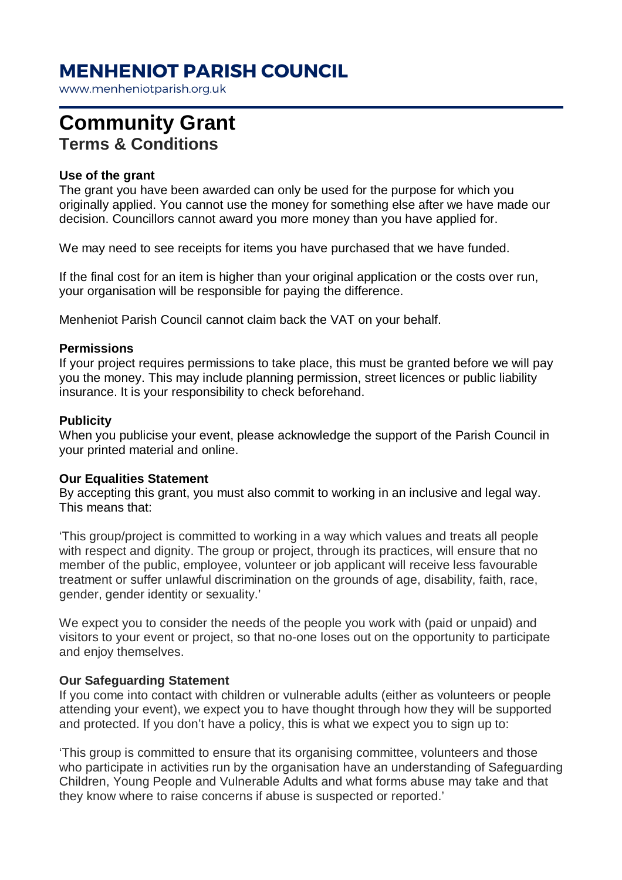# MENHENIOT PARISH COUNCIL

www.menheniotparish.org.uk

# Community Grant

## Terms & Conditions

**Use of the grant**

The grant you have been awarded can only be used for the purpose for which you originally applied. You cannot use the money for something else after we have made our decision. Councillors cannot award you more money than you have applied for.

We may need to see receipts for items you have purchased that we have funded.

If the final cost for an item is higher than your original application or the costs over run, your organisation will be responsible for paying the difference.

Menheniot Parish Council cannot claim back the VAT on your behalf.

**Permissions**

If your project requires permissions to take place, this must be granted before we will pay you the money. This may include planning permission, street licences or public liability insurance. It is your responsibility to check beforehand.

**Publicity**

When you publicise your event, please acknowledge the support of the Parish Council in your printed material and online.

**Our Equalities Statement**

By accepting this grant, you must also commit to working in an inclusive and legal way. This means that:

'This group/project is committed to working in a way which values and treats all people with respect and dignity. The group or project, through its practices, will ensure that no member of the public, employee, volunteer or job applicant will receive less favourable treatment or suffer unlawful discrimination on the grounds of age, disability, faith, race, gender, gender identity or sexuality.'

We expect you to consider the needs of the people you work with (paid or unpaid) and visitors to your event or project, so that no-one loses out on the opportunity to participate and enjoy themselves.

**Our Safeguarding Statement**

If you come into contact with children or vulnerable adults (either as volunteers or people attending your event), we expect you to have thought through how they will be supported and protected. If you don't have a policy, this is what we expect you to sign up to:

'This group is committed to ensure that its organising committee, volunteers and those who participate in activities run by the organisation have an understanding of Safeguarding Children, Young People and Vulnerable Adults and what forms abuse may take and that they know where to raise concerns if abuse is suspected or reported.'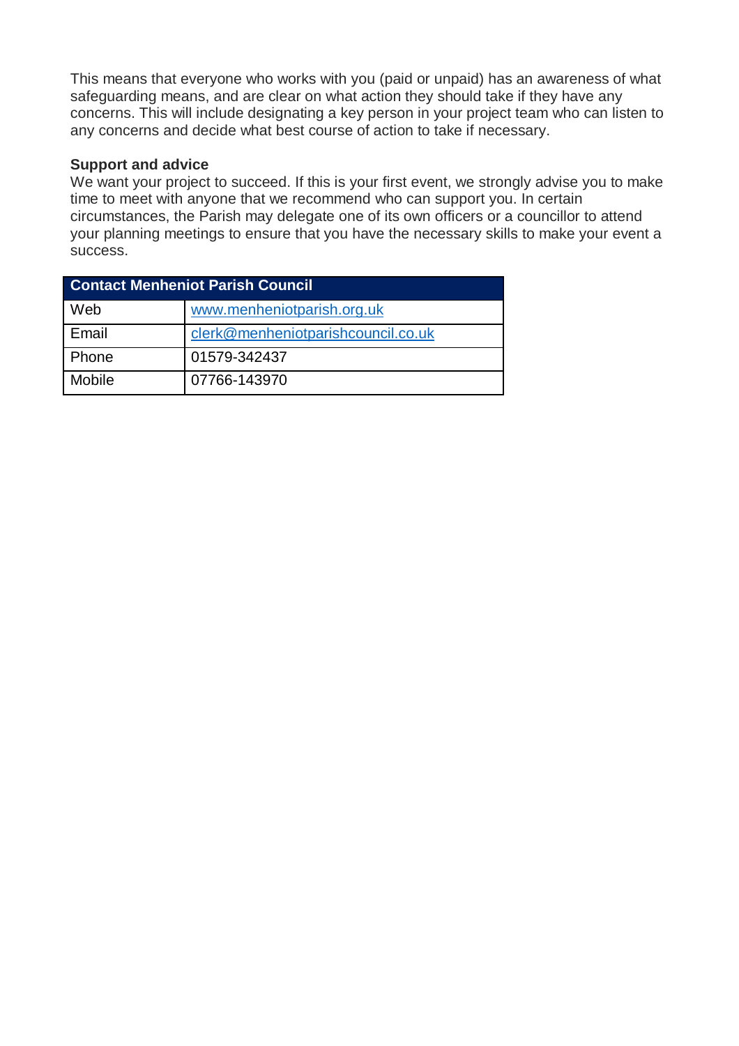This means that everyone who works with you (paid or unpaid) has an awareness of what safeguarding means, and are clear on what action they should take if they have any concerns. This will include designating a key person in your project team who can listen to any concerns and decide what best course of action to take if necessary.

**Support and advice**

We want your project to succeed. If this is your first event, we strongly advise you to make time to meet with anyone that we recommend who can support you. In certain circumstances, the Parish may delegate one of its own officers or a councillor to attend your planning meetings to ensure that you have the necessary skills to make your event a success.

| **Contact Menheniot Parish Council** | |
|---|---|
| Web | www.menheniotparish.org.uk |
| Email | clerk@menheniotparishcouncil.co.uk |
| Phone | 01579-342437 |
| Mobile | 07766-143970 |